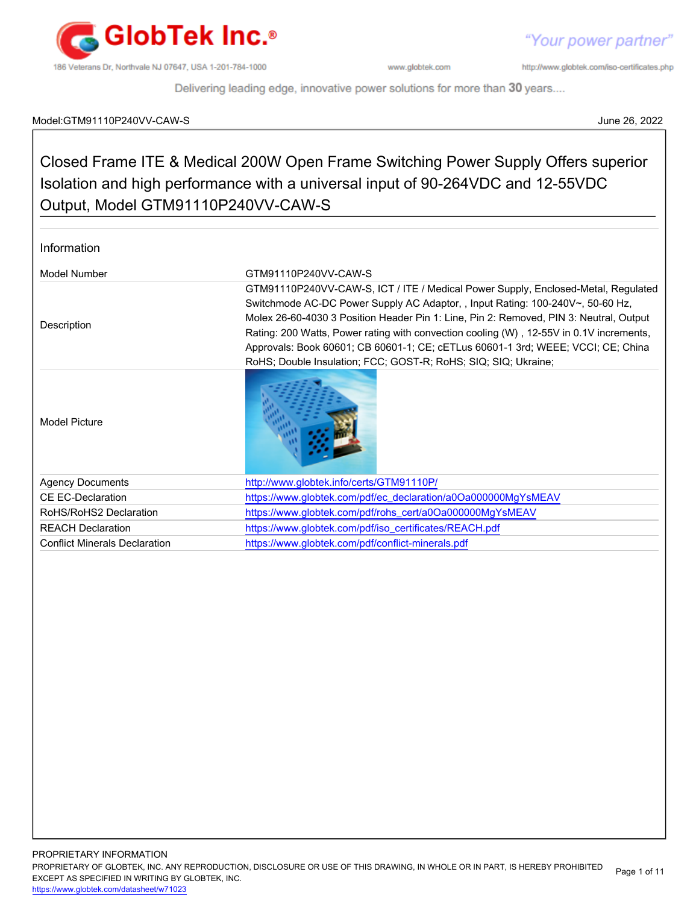Model:GTM91110P240VV-CAW-S June 26, 2022

# Closed Frame ITE & Medical 200W Open Frame Switching Power Supply Offers superior Isolation and high performance with a universal input of 90-264VDC and 12-55VDC Output, Model GTM91110P240VV-CAW-S

## Information

| | |
|---|---|
| Model Number | GTM91110P240VV-CAW-S |
| Description | GTM91110P240VV-CAW-S, ICT / ITE / Medical Power Supply, Enclosed-Metal, Regulated Switchmode AC-DC Power Supply AC Adaptor, , Input Rating: 100-240V~, 50-60 Hz, Molex 26-60-4030 3 Position Header Pin 1: Line, Pin 2: Removed, PIN 3: Neutral, Output Rating: 200 Watts, Power rating with convection cooling (W) , 12-55V in 0.1V increments, Approvals: Book 60601; CB 60601-1; CE; cETLus 60601-1 3rd; WEEE; VCCI; CE; China RoHS; Double Insulation; FCC; GOST-R; RoHS; SIQ; SIQ; Ukraine; |
| Model Picture | |
| Agency Documents | http://www.globtek.info/certs/GTM91110P/ |
| CE EC-Declaration | https://www.globtek.com/pdf/ec_declaration/a0Oa000000MgYsMEAV |
| RoHS/RoHS2 Declaration | https://www.globtek.com/pdf/rohs_cert/a0Oa000000MgYsMEAV |
| REACH Declaration | https://www.globtek.com/pdf/iso_certificates/REACH.pdf |
| Conflict Minerals Declaration | https://www.globtek.com/pdf/conflict-minerals.pdf |

PROPRIETARY INFORMATION
PROPRIETARY OF GLOBTEK, INC. ANY REPRODUCTION, DISCLOSURE OR USE OF THIS DRAWING, IN WHOLE OR IN PART, IS HEREBY PROHIBITED EXCEPT AS SPECIFIED IN WRITING BY GLOBTEK, INC.
https://www.globtek.com/datasheet/w71023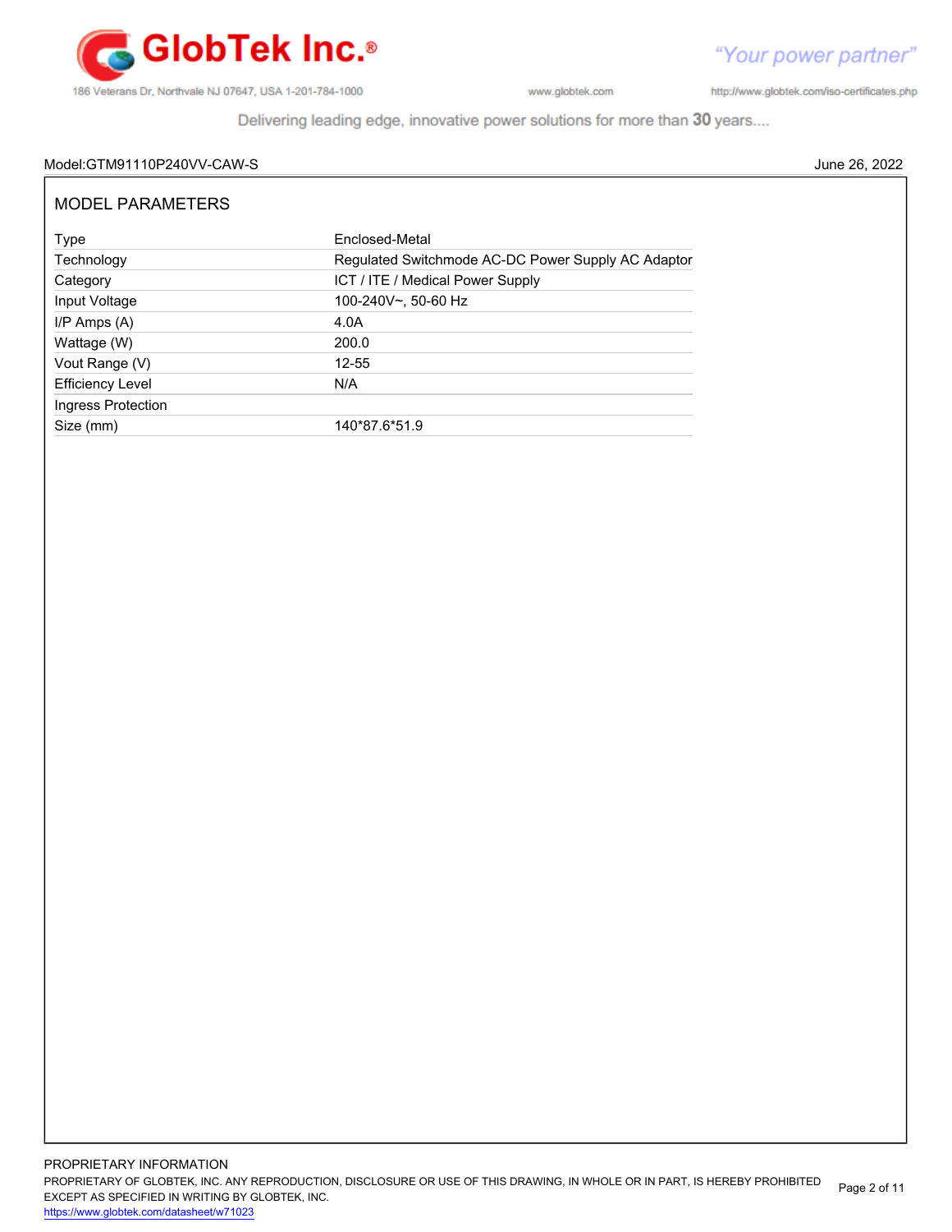Model:GTM91110P240VV-CAW-S June 26, 2022

## MODEL PARAMETERS

| | |
|---|---|
| Type | Enclosed-Metal |
| Technology | Regulated Switchmode AC-DC Power Supply AC Adaptor |
| Category | ICT / ITE / Medical Power Supply |
| Input Voltage | 100-240V~, 50-60 Hz |
| I/P Amps (A) | 4.0A |
| Wattage (W) | 200.0 |
| Vout Range (V) | 12-55 |
| Efficiency Level | N/A |
| Ingress Protection | |
| Size (mm) | 140*87.6*51.9 |

PROPRIETARY INFORMATION
PROPRIETARY OF GLOBTEK, INC. ANY REPRODUCTION, DISCLOSURE OR USE OF THIS DRAWING, IN WHOLE OR IN PART, IS HEREBY PROHIBITED EXCEPT AS SPECIFIED IN WRITING BY GLOBTEK, INC.
https://www.globtek.com/datasheet/w71023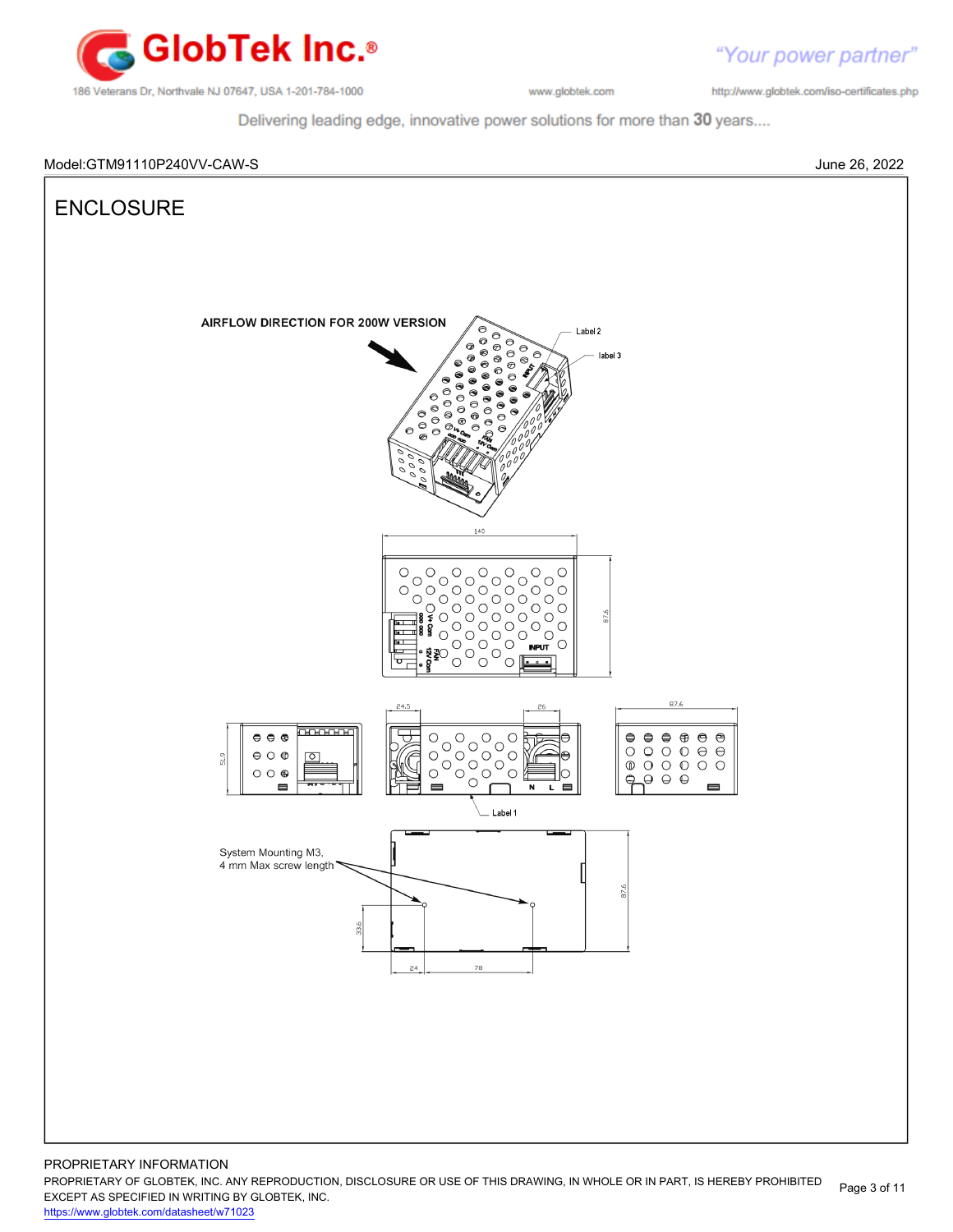Model:GTM91110P240VV-CAW-S

June 26, 2022

# ENCLOSURE

AIRFLOW DIRECTION FOR 200W VERSION

Label 2

label 3

140

87.6

24.5

26

87.6

51.9

Label 1

System Mounting M3,
4 mm Max screw length

87.6

33.6

24

78

PROPRIETARY INFORMATION

PROPRIETARY OF GLOBTEK, INC. ANY REPRODUCTION, DISCLOSURE OR USE OF THIS DRAWING, IN WHOLE OR IN PART, IS HEREBY PROHIBITED EXCEPT AS SPECIFIED IN WRITING BY GLOBTEK, INC.

https://www.globtek.com/datasheet/w71023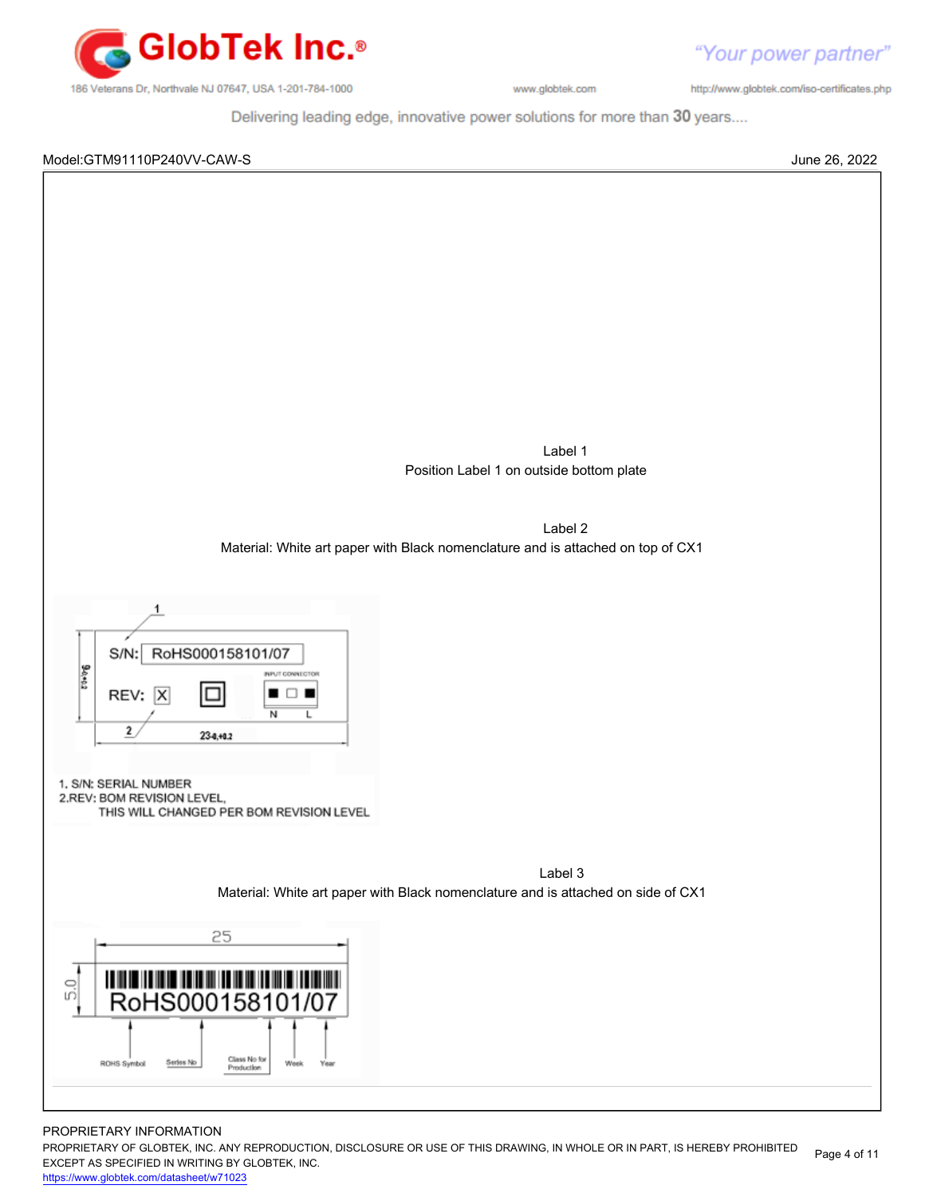Model:GTM91110P240VV-CAW-S

June 26, 2022

Label 1
Position Label 1 on outside bottom plate

Label 2
Material: White art paper with Black nomenclature and is attached on top of CX1

S/N: RoHS000158101/07

REV: X

INPUT CONNECTOR

N L

1. S/N: SERIAL NUMBER
2.REV: BOM REVISION LEVEL,
THIS WILL CHANGED PER BOM REVISION LEVEL

Label 3
Material: White art paper with Black nomenclature and is attached on side of CX1

RoHS000158101/07

ROHS Symbol · Series No · Class No for Production · Week · Year

PROPRIETARY INFORMATION

PROPRIETARY OF GLOBTEK, INC. ANY REPRODUCTION, DISCLOSURE OR USE OF THIS DRAWING, IN WHOLE OR IN PART, IS HEREBY PROHIBITED EXCEPT AS SPECIFIED IN WRITING BY GLOBTEK, INC.

https://www.globtek.com/datasheet/w71023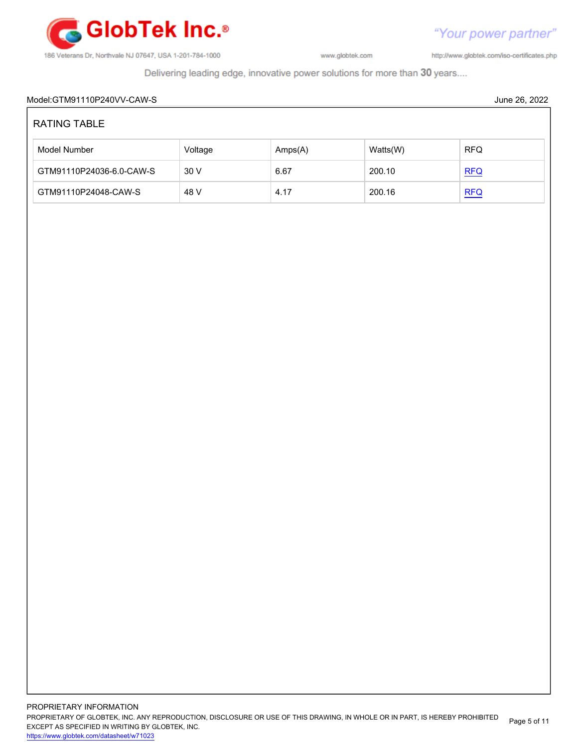Model:GTM91110P240VV-CAW-S June 26, 2022

## RATING TABLE

| Model Number | Voltage | Amps(A) | Watts(W) | RFQ |
|---|---|---|---|---|
| GTM91110P24036-6.0-CAW-S | 30 V | 6.67 | 200.10 | RFQ |
| GTM91110P24048-CAW-S | 48 V | 4.17 | 200.16 | RFQ |

PROPRIETARY INFORMATION
PROPRIETARY OF GLOBTEK, INC. ANY REPRODUCTION, DISCLOSURE OR USE OF THIS DRAWING, IN WHOLE OR IN PART, IS HEREBY PROHIBITED EXCEPT AS SPECIFIED IN WRITING BY GLOBTEK, INC.
https://www.globtek.com/datasheet/w71023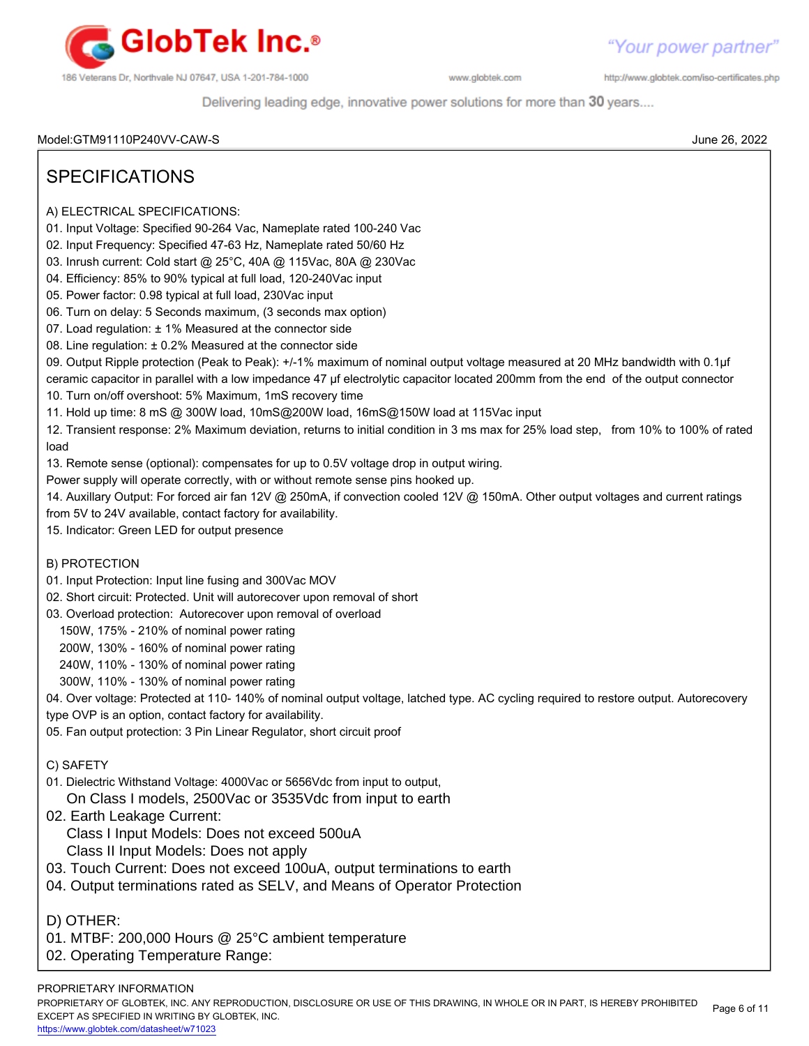Model:GTM91110P240VV-CAW-S

June 26, 2022

## SPECIFICATIONS

A) ELECTRICAL SPECIFICATIONS:

01. Input Voltage: Specified 90-264 Vac, Nameplate rated 100-240 Vac
02. Input Frequency: Specified 47-63 Hz, Nameplate rated 50/60 Hz
03. Inrush current: Cold start @ 25°C, 40A @ 115Vac, 80A @ 230Vac
04. Efficiency: 85% to 90% typical at full load, 120-240Vac input
05. Power factor: 0.98 typical at full load, 230Vac input
06. Turn on delay: 5 Seconds maximum, (3 seconds max option)
07. Load regulation: ± 1% Measured at the connector side
08. Line regulation: ± 0.2% Measured at the connector side
09. Output Ripple protection (Peak to Peak): +/-1% maximum of nominal output voltage measured at 20 MHz bandwidth with 0.1µf ceramic capacitor in parallel with a low impedance 47 µf electrolytic capacitor located 200mm from the end of the output connector
10. Turn on/off overshoot: 5% Maximum, 1mS recovery time
11. Hold up time: 8 mS @ 300W load, 10mS@200W load, 16mS@150W load at 115Vac input
12. Transient response: 2% Maximum deviation, returns to initial condition in 3 ms max for 25% load step, from 10% to 100% of rated load
13. Remote sense (optional): compensates for up to 0.5V voltage drop in output wiring.
Power supply will operate correctly, with or without remote sense pins hooked up.
14. Auxillary Output: For forced air fan 12V @ 250mA, if convection cooled 12V @ 150mA. Other output voltages and current ratings from 5V to 24V available, contact factory for availability.
15. Indicator: Green LED for output presence

B) PROTECTION

01. Input Protection: Input line fusing and 300Vac MOV
02. Short circuit: Protected. Unit will autorecover upon removal of short
03. Overload protection: Autorecover upon removal of overload
    - 150W, 175% - 210% of nominal power rating
    - 200W, 130% - 160% of nominal power rating
    - 240W, 110% - 130% of nominal power rating
    - 300W, 110% - 130% of nominal power rating
04. Over voltage: Protected at 110- 140% of nominal output voltage, latched type. AC cycling required to restore output. Autorecovery type OVP is an option, contact factory for availability.
05. Fan output protection: 3 Pin Linear Regulator, short circuit proof

C) SAFETY

01. Dielectric Withstand Voltage: 4000Vac or 5656Vdc from input to output,
    On Class I models, 2500Vac or 3535Vdc from input to earth
02. Earth Leakage Current:
    Class I Input Models: Does not exceed 500uA
    Class II Input Models: Does not apply
03. Touch Current: Does not exceed 100uA, output terminations to earth
04. Output terminations rated as SELV, and Means of Operator Protection

D) OTHER:

01. MTBF: 200,000 Hours @ 25°C ambient temperature
02. Operating Temperature Range:

PROPRIETARY INFORMATION
PROPRIETARY OF GLOBTEK, INC. ANY REPRODUCTION, DISCLOSURE OR USE OF THIS DRAWING, IN WHOLE OR IN PART, IS HEREBY PROHIBITED EXCEPT AS SPECIFIED IN WRITING BY GLOBTEK, INC.
https://www.globtek.com/datasheet/w71023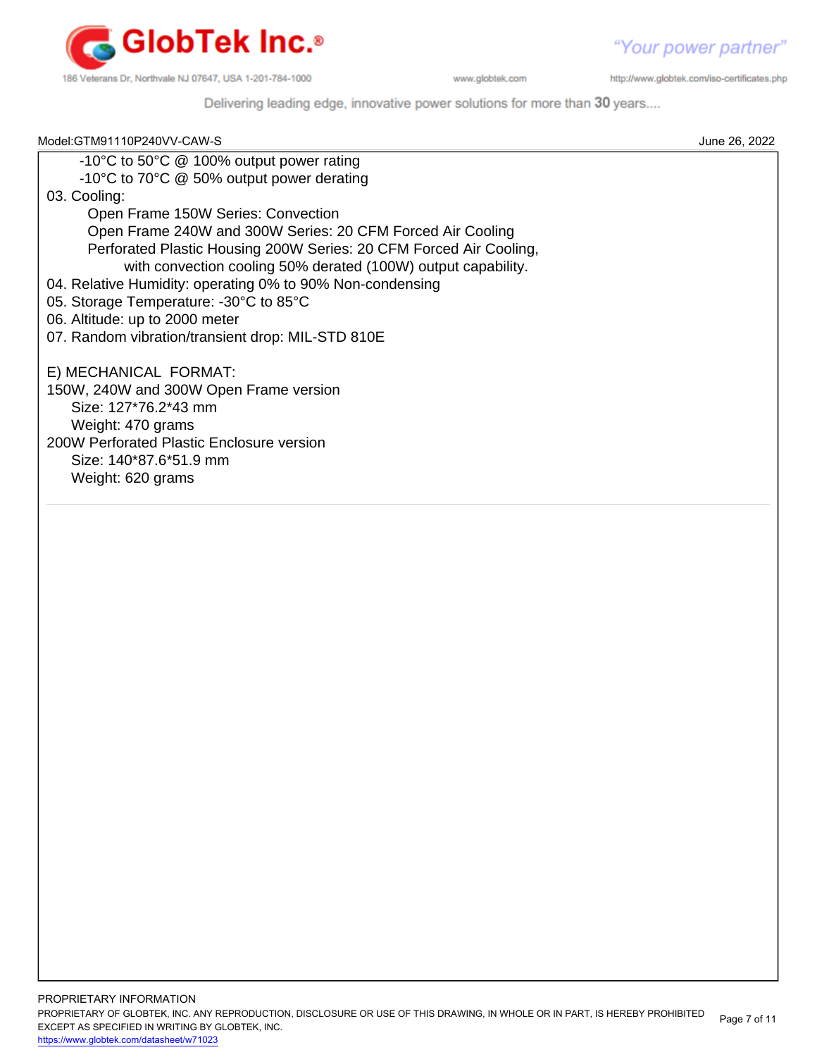-10°C to 50°C @ 100% output power rating

-10°C to 70°C @ 50% output power derating

03. Cooling:

  Open Frame 150W Series: Convection

  Open Frame 240W and 300W Series: 20 CFM Forced Air Cooling

  Perforated Plastic Housing 200W Series: 20 CFM Forced Air Cooling,

    with convection cooling 50% derated (100W) output capability.

04. Relative Humidity: operating 0% to 90% Non-condensing

05. Storage Temperature: -30°C to 85°C

06. Altitude: up to 2000 meter

07. Random vibration/transient drop: MIL-STD 810E

E) MECHANICAL FORMAT:

150W, 240W and 300W Open Frame version

  Size: 127*76.2*43 mm

  Weight: 470 grams

200W Perforated Plastic Enclosure version

  Size: 140*87.6*51.9 mm

  Weight: 620 grams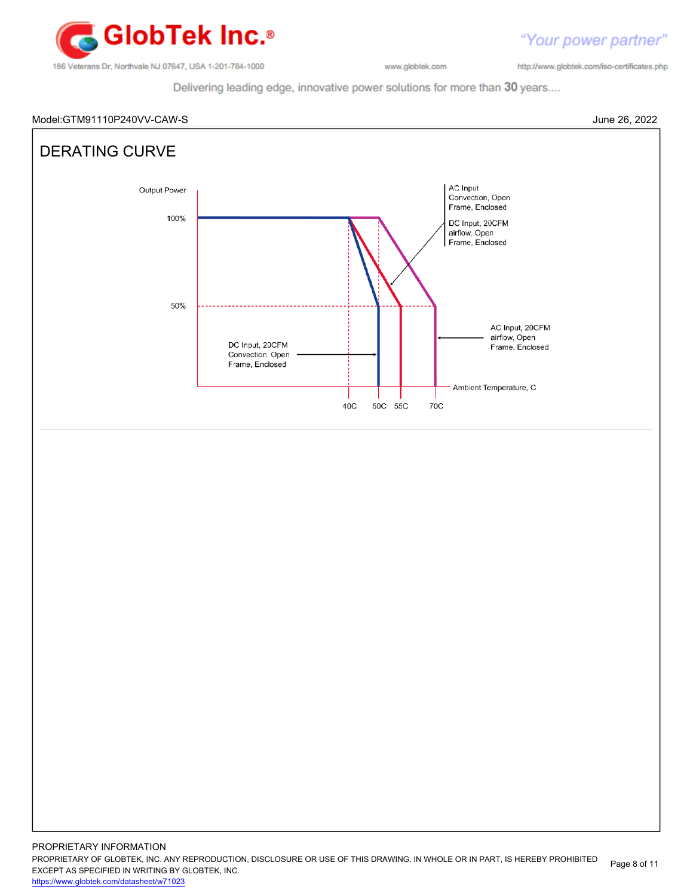Model:GTM91110P240VV-CAW-S

June 26, 2022

# DERATING CURVE

Output Power

100%

50%

AC Input Convection, Open Frame, Enclosed

DC Input, 20CFM airflow, Open Frame, Enclosed

AC Input, 20CFM airflow, Open Frame, Enclosed

DC Input, 20CFM Convection, Open Frame, Enclosed

Ambient Temperature, C

40C 50C 55C 70C

PROPRIETARY INFORMATION

PROPRIETARY OF GLOBTEK, INC. ANY REPRODUCTION, DISCLOSURE OR USE OF THIS DRAWING, IN WHOLE OR IN PART, IS HEREBY PROHIBITED EXCEPT AS SPECIFIED IN WRITING BY GLOBTEK, INC.

https://www.globtek.com/datasheet/w71023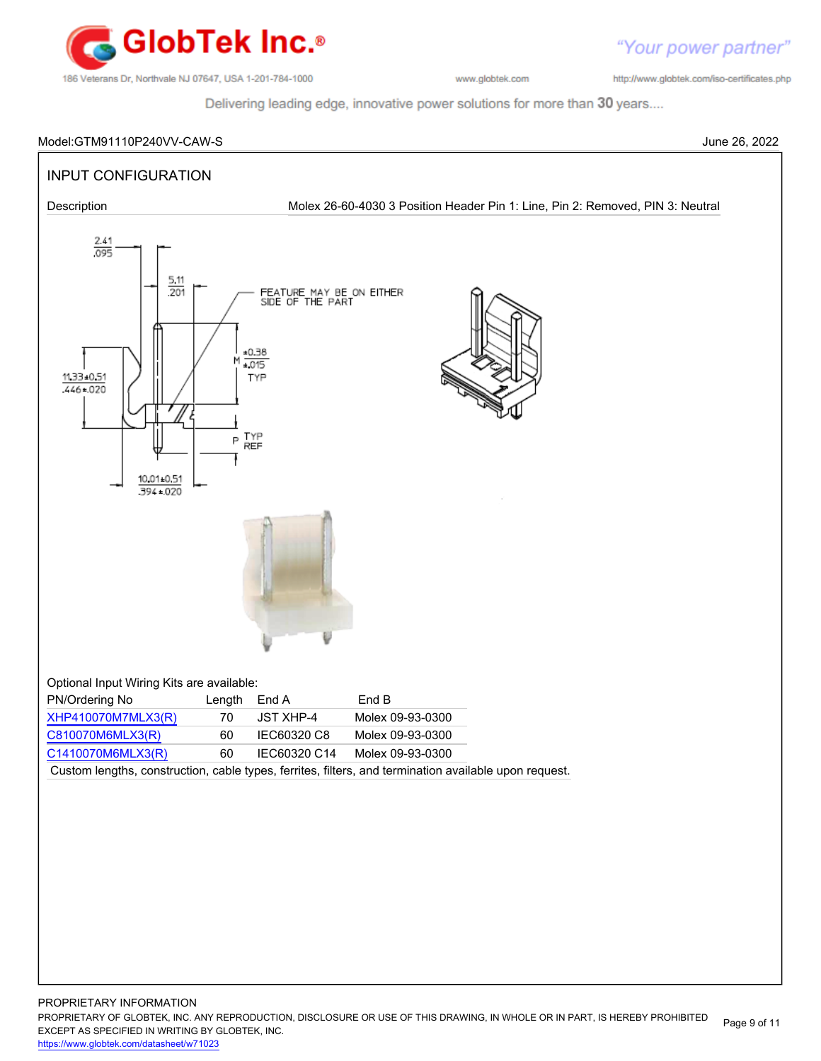Model:GTM91110P240VV-CAW-S June 26, 2022

## INPUT CONFIGURATION

| Description | Molex 26-60-4030 3 Position Header Pin 1: Line, Pin 2: Removed, PIN 3: Neutral |
|---|---|

Optional Input Wiring Kits are available:

| PN/Ordering No | Length | End A | End B |
|---|---|---|---|
| XHP410070M7MLX3(R) | 70 | JST XHP-4 | Molex 09-93-0300 |
| C810070M6MLX3(R) | 60 | IEC60320 C8 | Molex 09-93-0300 |
| C1410070M6MLX3(R) | 60 | IEC60320 C14 | Molex 09-93-0300 |

Custom lengths, construction, cable types, ferrites, filters, and termination available upon request.

PROPRIETARY INFORMATION
PROPRIETARY OF GLOBTEK, INC. ANY REPRODUCTION, DISCLOSURE OR USE OF THIS DRAWING, IN WHOLE OR IN PART, IS HEREBY PROHIBITED EXCEPT AS SPECIFIED IN WRITING BY GLOBTEK, INC.
https://www.globtek.com/datasheet/w71023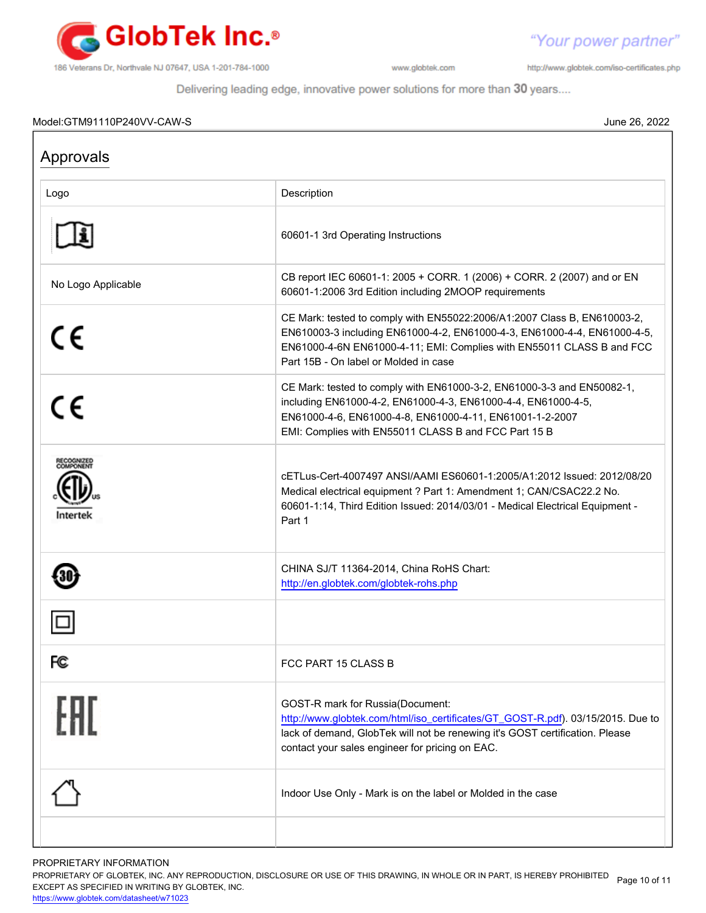Model:GTM91110P240VV-CAW-S

June 26, 2022

## Approvals

| Logo | Description |
| --- | --- |
| | 60601-1 3rd Operating Instructions |
| No Logo Applicable | CB report IEC 60601-1: 2005 + CORR. 1 (2006) + CORR. 2 (2007) and or EN 60601-1:2006 3rd Edition including 2MOOP requirements |
| CE | CE Mark: tested to comply with EN55022:2006/A1:2007 Class B, EN610003-2, EN610003-3 including EN61000-4-2, EN61000-4-3, EN61000-4-4, EN61000-4-5, EN61000-4-6N EN61000-4-11; EMI: Complies with EN55011 CLASS B and FCC Part 15B - On label or Molded in case |
| CE | CE Mark: tested to comply with EN61000-3-2, EN61000-3-3 and EN50082-1, including EN61000-4-2, EN61000-4-3, EN61000-4-4, EN61000-4-5, EN61000-4-6, EN61000-4-8, EN61000-4-11, EN61001-1-2-2007 EMI: Complies with EN55011 CLASS B and FCC Part 15 B |
| RECOGNIZED COMPONENT c ETL us Intertek | cETLus-Cert-4007497 ANSI/AAMI ES60601-1:2005/A1:2012 Issued: 2012/08/20 Medical electrical equipment ? Part 1: Amendment 1; CAN/CSAC22.2 No. 60601-1:14, Third Edition Issued: 2014/03/01 - Medical Electrical Equipment - Part 1 |
| 30 | CHINA SJ/T 11364-2014, China RoHS Chart: http://en.globtek.com/globtek-rohs.php |
| | |
| FC | FCC PART 15 CLASS B |
| EAC | GOST-R mark for Russia(Document: http://www.globtek.com/html/iso_certificates/GT_GOST-R.pdf). 03/15/2015. Due to lack of demand, GlobTek will not be renewing it's GOST certification. Please contact your sales engineer for pricing on EAC. |
| | Indoor Use Only - Mark is on the label or Molded in the case |
| | |

PROPRIETARY INFORMATION

PROPRIETARY OF GLOBTEK, INC. ANY REPRODUCTION, DISCLOSURE OR USE OF THIS DRAWING, IN WHOLE OR IN PART, IS HEREBY PROHIBITED EXCEPT AS SPECIFIED IN WRITING BY GLOBTEK, INC.

https://www.globtek.com/datasheet/w71023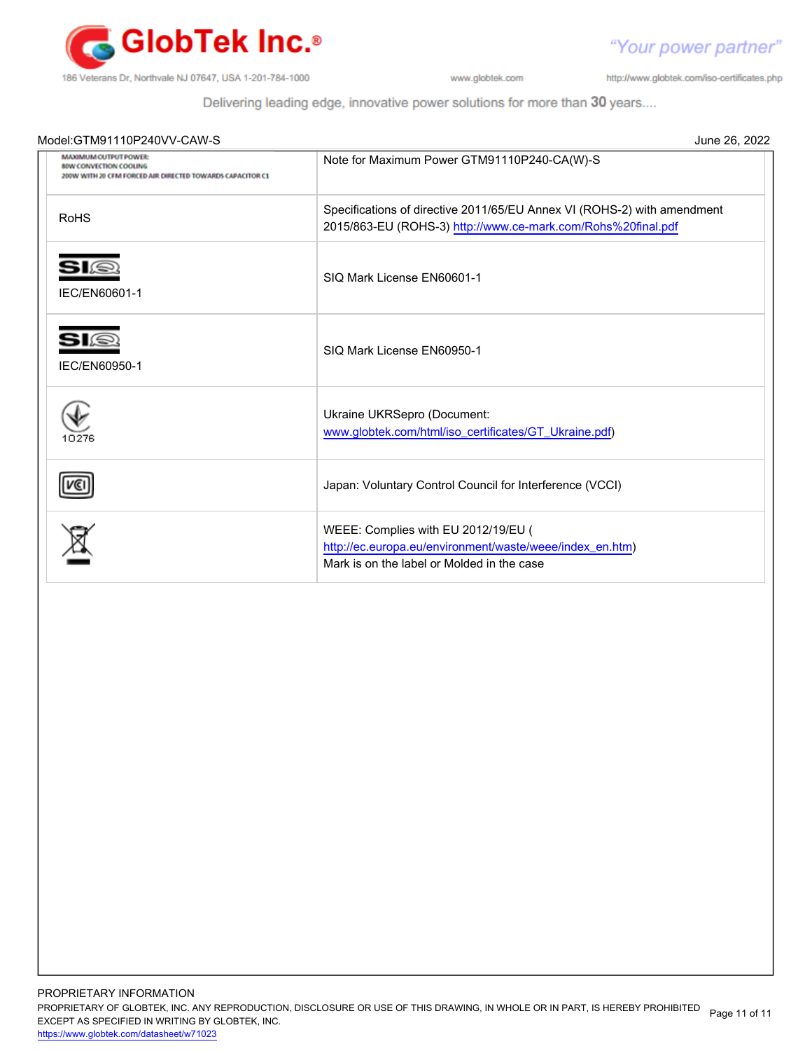Model:GTM91110P240VV-CAW-S June 26, 2022

| | |
|---|---|
| MAXIMUM OUTPUT POWER:<br>80W CONVECTION COOLING<br>200W WITH 20 CFM FORCED AIR DIRECTED TOWARDS CAPACITOR C1 | Note for Maximum Power GTM91110P240-CA(W)-S |
| RoHS | Specifications of directive 2011/65/EU Annex VI (ROHS-2) with amendment 2015/863-EU (ROHS-3) http://www.ce-mark.com/Rohs%20final.pdf |
| SIQ<br>IEC/EN60601-1 | SIQ Mark License EN60601-1 |
| SIQ<br>IEC/EN60950-1 | SIQ Mark License EN60950-1 |
| 10276 | Ukraine UKRSepro (Document: www.globtek.com/html/iso_certificates/GT_Ukraine.pdf) |
| VCI | Japan: Voluntary Control Council for Interference (VCCI) |
| | WEEE: Complies with EU 2012/19/EU ( http://ec.europa.eu/environment/waste/weee/index_en.htm)<br>Mark is on the label or Molded in the case |

PROPRIETARY INFORMATION

PROPRIETARY OF GLOBTEK, INC. ANY REPRODUCTION, DISCLOSURE OR USE OF THIS DRAWING, IN WHOLE OR IN PART, IS HEREBY PROHIBITED EXCEPT AS SPECIFIED IN WRITING BY GLOBTEK, INC.

https://www.globtek.com/datasheet/w71023